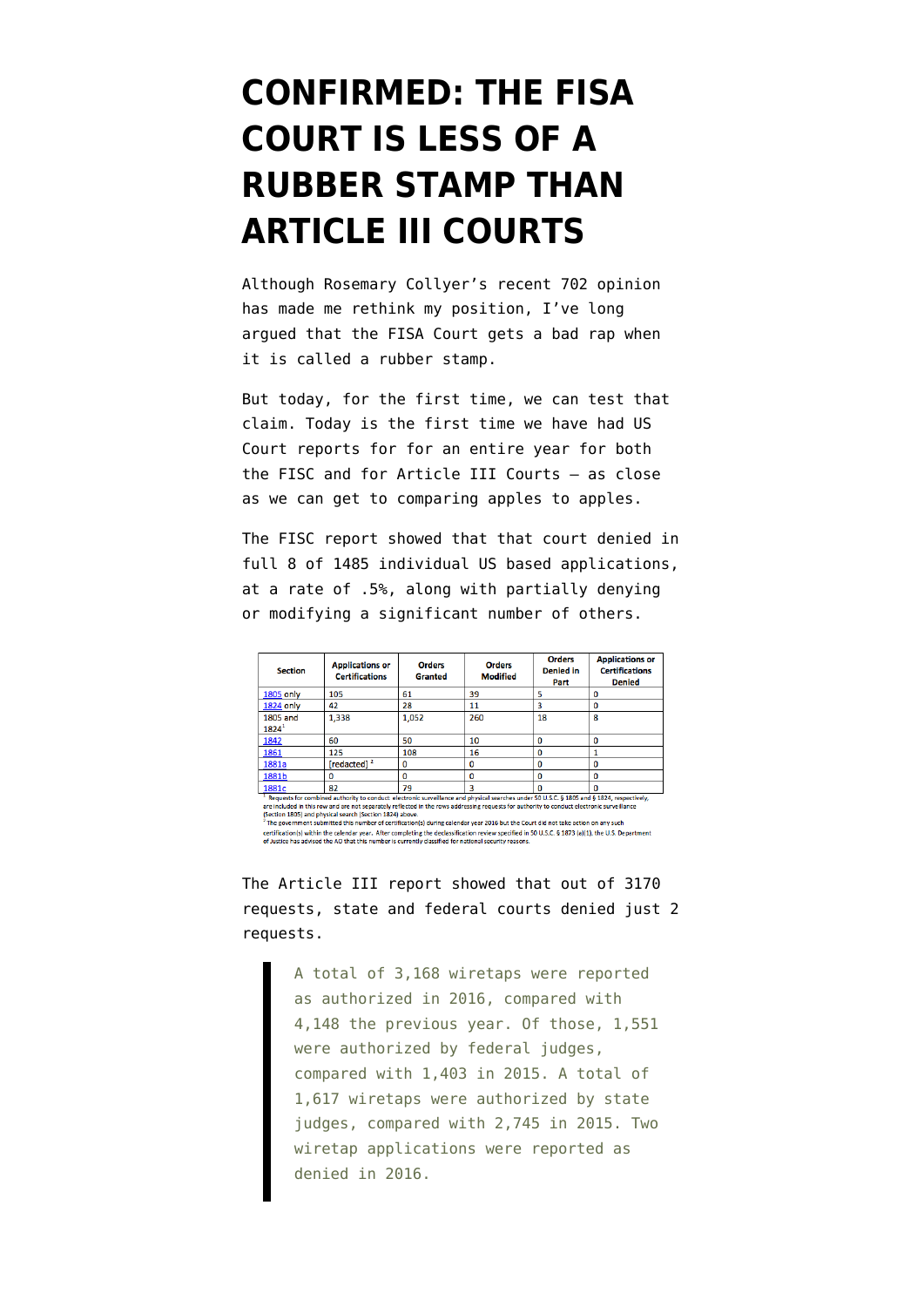# CONFIRMED: THE FISA COURT IS LESS OF A RUBBER STAMP THAN ARTICLE III COURTS

Although Rosemary Collyer's recent 702 opinion has made me rethink my position, I've long argued that the FISA Court gets a bad rap when it is called a rubber stamp.

But today, for the first time, we can test that claim. Today is the first time we have had US Court reports for for an entire year for both the FISC and for Article III Courts — as close as we can get to comparing apples to apples.

The FISC report showed that that court denied in full 8 of 1485 individual US based applications, at a rate of .5%, along with partially denying or modifying a significant number of others.

| Section | Applications or Certifications | Orders Granted | Orders Modified | Orders Denied in Part | Applications or Certifications Denied |
|---|---|---|---|---|---|
| 1805 only | 105 | 61 | 39 | 5 | 0 |
| 1824 only | 42 | 28 | 11 | 3 | 0 |
| 1805 and 1824[1] | 1,338 | 1,052 | 260 | 18 | 8 |
| 1842 | 60 | 50 | 10 | 0 | 0 |
| 1861 | 125 | 108 | 16 | 0 | 1 |
| 1881a | [redacted] [2] | 0 | 0 | 0 | 0 |
| 1881b | 0 | 0 | 0 | 0 | 0 |
| 1881c | 82 | 79 | 3 | 0 | 0 |

[1] Requests for combined authority to conduct electronic surveillance and physical searches under 50 U.S.C. § 1805 and § 1824, respectively, are included in this row and are not separately reflected in the rows addressing requests for authority to conduct electronic surveillance (Section 1805) and physical search (Section 1824) above.
[2] The government submitted this number of certification(s) during calendar year 2016 but the Court did not take action on any such certification(s) within the calendar year. After completing the declassification review specified in 50 U.S.C. § 1873 (a)(1), the U.S. Department of Justice has advised the AO that this number is currently classified for national security reasons.

The Article III report showed that out of 3170 requests, state and federal courts denied just 2 requests.

> A total of 3,168 wiretaps were reported as authorized in 2016, compared with 4,148 the previous year. Of those, 1,551 were authorized by federal judges, compared with 1,403 in 2015. A total of 1,617 wiretaps were authorized by state judges, compared with 2,745 in 2015. Two wiretap applications were reported as denied in 2016.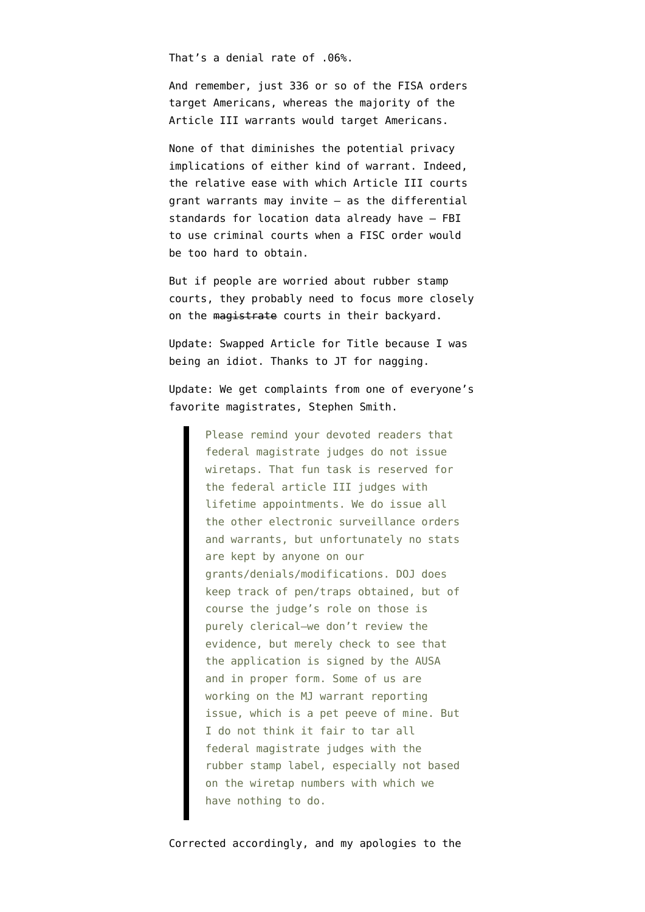That’s a denial rate of .06%.

And remember, just 336 or so of the FISA orders target Americans, whereas the majority of the Article III warrants would target Americans.

None of that diminishes the potential privacy implications of either kind of warrant. Indeed, the relative ease with which Article III courts grant warrants may invite — as the differential standards for location data already have — FBI to use criminal courts when a FISC order would be too hard to obtain.

But if people are worried about rubber stamp courts, they probably need to focus more closely on the ~~magistrate~~ courts in their backyard.

Update: Swapped Article for Title because I was being an idiot. Thanks to JT for nagging.

Update: We get complaints from one of everyone’s favorite magistrates, Stephen Smith.

> Please remind your devoted readers that federal magistrate judges do not issue wiretaps. That fun task is reserved for the federal article III judges with lifetime appointments. We do issue all the other electronic surveillance orders and warrants, but unfortunately no stats are kept by anyone on our grants/denials/modifications. DOJ does keep track of pen/traps obtained, but of course the judge’s role on those is purely clerical—we don’t review the evidence, but merely check to see that the application is signed by the AUSA and in proper form. Some of us are working on the MJ warrant reporting issue, which is a pet peeve of mine. But I do not think it fair to tar all federal magistrate judges with the rubber stamp label, especially not based on the wiretap numbers with which we have nothing to do.

Corrected accordingly, and my apologies to the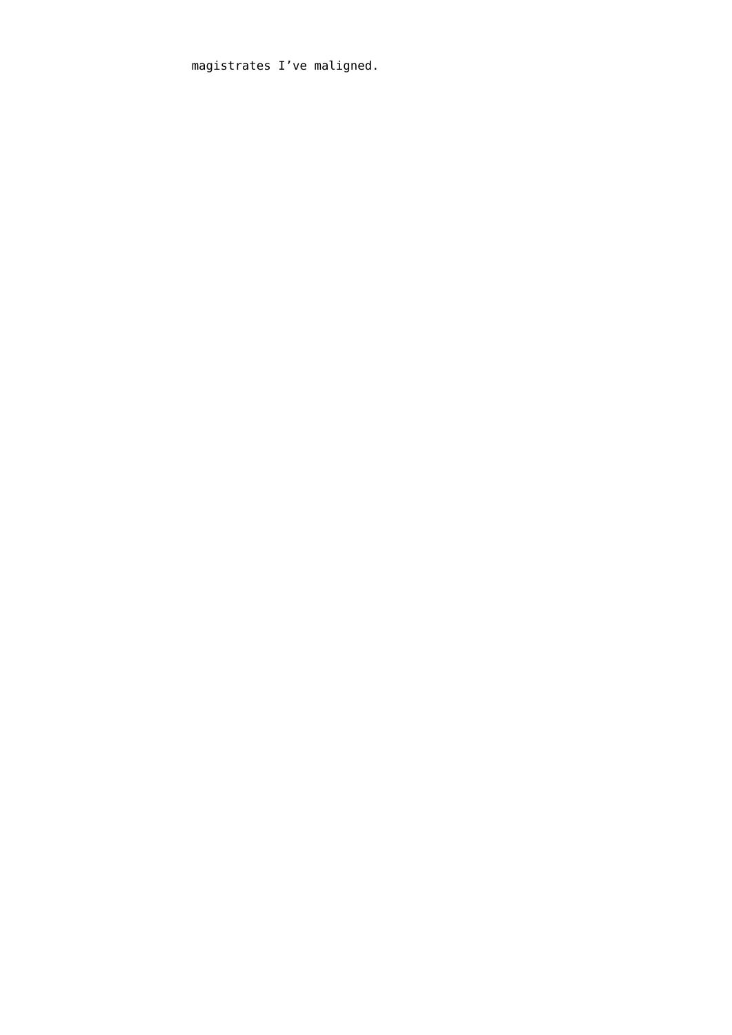magistrates I’ve maligned.